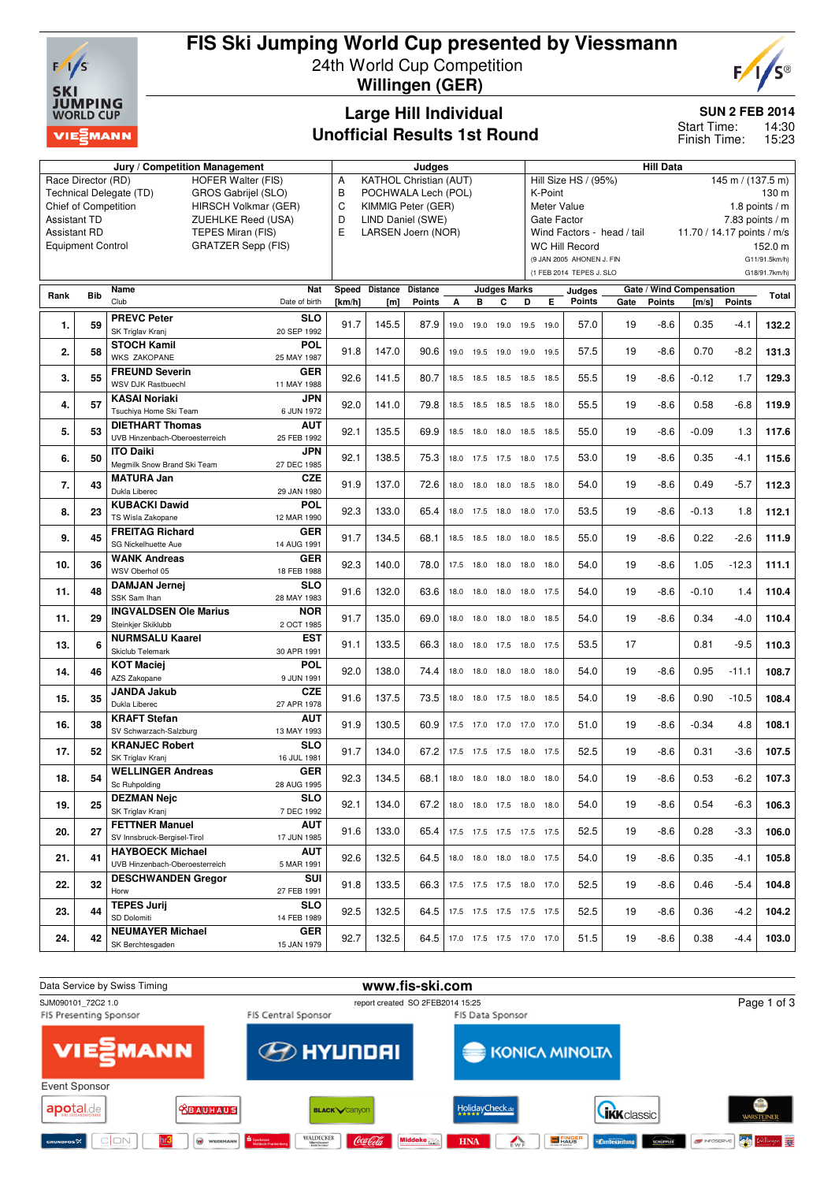# FIS Ski Jumping World Cup presented by Viessmann

24th World Cup Competition

**Willingen (GER)**

## Large Hill Individual
## Unofficial Results 1st Round

**SUN 2 FEB 2014**
Start Time: 14:30
Finish Time: 15:23

| Jury / Competition Management | | Judges | | Hill Data | |
|---|---|---|---|---|---|
| Race Director (RD) | HOFER Walter (FIS) | A | KATHOL Christian (AUT) | Hill Size HS / (95%) | 145 m / (137.5 m) |
| Technical Delegate (TD) | GROS Gabrijel (SLO) | B | POCHWALA Lech (POL) | K-Point | 130 m |
| Chief of Competition | HIRSCH Volkmar (GER) | C | KIMMIG Peter (GER) | Meter Value | 1.8 points / m |
| Assistant TD | ZUEHLKE Reed (USA) | D | LIND Daniel (SWE) | Gate Factor | 7.83 points / m |
| Assistant RD | TEPES Miran (FIS) | E | LARSEN Joern (NOR) | Wind Factors - head / tail | 11.70 / 14.17 points / m/s |
| Equipment Control | GRATZER Sepp (FIS) | | | WC Hill Record | 152.0 m |
| | | | | (9 JAN 2005 AHONEN J. FIN | G11/91.5km/h) |
| | | | | (1 FEB 2014 TEPES J. SLO | G18/91.7km/h) |

| Rank | Bib | Name / Club | Nat / Date of birth | Speed [km/h] | Distance [m] | Distance Points | A | B | C | D | E | Judges Points | Gate | Gate Points | Wind [m/s] | Wind Points | Total |
|---|---|---|---|---|---|---|---|---|---|---|---|---|---|---|---|---|---|
| 1. | 59 | PREVC Peter / SK Triglav Kranj | SLO / 20 SEP 1992 | 91.7 | 145.5 | 87.9 | 19.0 | 19.0 | 19.0 | 19.5 | 19.0 | 57.0 | 19 | -8.6 | 0.35 | -4.1 | 132.2 |
| 2. | 58 | STOCH Kamil / WKS ZAKOPANE | POL / 25 MAY 1987 | 91.8 | 147.0 | 90.6 | 19.0 | 19.5 | 19.0 | 19.0 | 19.5 | 57.5 | 19 | -8.6 | 0.70 | -8.2 | 131.3 |
| 3. | 55 | FREUND Severin / WSV DJK Rastbuechl | GER / 11 MAY 1988 | 92.6 | 141.5 | 80.7 | 18.5 | 18.5 | 18.5 | 18.5 | 18.5 | 55.5 | 19 | -8.6 | -0.12 | 1.7 | 129.3 |
| 4. | 57 | KASAI Noriaki / Tsuchiya Home Ski Team | JPN / 6 JUN 1972 | 92.0 | 141.0 | 79.8 | 18.5 | 18.5 | 18.5 | 18.5 | 18.0 | 55.5 | 19 | -8.6 | 0.58 | -6.8 | 119.9 |
| 5. | 53 | DIETHART Thomas / UVB Hinzenbach-Oberoesterreich | AUT / 25 FEB 1992 | 92.1 | 135.5 | 69.9 | 18.5 | 18.0 | 18.0 | 18.5 | 18.5 | 55.0 | 19 | -8.6 | -0.09 | 1.3 | 117.6 |
| 6. | 50 | ITO Daiki / Megmilk Snow Brand Ski Team | JPN / 27 DEC 1985 | 92.1 | 138.5 | 75.3 | 18.0 | 17.5 | 17.5 | 18.0 | 17.5 | 53.0 | 19 | -8.6 | 0.35 | -4.1 | 115.6 |
| 7. | 43 | MATURA Jan / Dukla Liberec | CZE / 29 JAN 1980 | 91.9 | 137.0 | 72.6 | 18.0 | 18.0 | 18.0 | 18.5 | 18.0 | 54.0 | 19 | -8.6 | 0.49 | -5.7 | 112.3 |
| 8. | 23 | KUBACKI Dawid / TS Wisla Zakopane | POL / 12 MAR 1990 | 92.3 | 133.0 | 65.4 | 18.0 | 17.5 | 18.0 | 18.0 | 17.0 | 53.5 | 19 | -8.6 | -0.13 | 1.8 | 112.1 |
| 9. | 45 | FREITAG Richard / SG Nickelhuette Aue | GER / 14 AUG 1991 | 91.7 | 134.5 | 68.1 | 18.5 | 18.5 | 18.0 | 18.0 | 18.5 | 55.0 | 19 | -8.6 | 0.22 | -2.6 | 111.9 |
| 10. | 36 | WANK Andreas / WSV Oberhof 05 | GER / 18 FEB 1988 | 92.3 | 140.0 | 78.0 | 17.5 | 18.0 | 18.0 | 18.0 | 18.0 | 54.0 | 19 | -8.6 | 1.05 | -12.3 | 111.1 |
| 11. | 48 | DAMJAN Jernej / SSK Sam Ihan | SLO / 28 MAY 1983 | 91.6 | 132.0 | 63.6 | 18.0 | 18.0 | 18.0 | 18.0 | 17.5 | 54.0 | 19 | -8.6 | -0.10 | 1.4 | 110.4 |
| 11. | 29 | INGVALDSEN Ole Marius / Steinkjer Skiklubb | NOR / 2 OCT 1985 | 91.7 | 135.0 | 69.0 | 18.0 | 18.0 | 18.0 | 18.0 | 18.5 | 54.0 | 19 | -8.6 | 0.34 | -4.0 | 110.4 |
| 13. | 6 | NURMSALU Kaarel / Skiclub Telemark | EST / 30 APR 1991 | 91.1 | 133.5 | 66.3 | 18.0 | 18.0 | 17.5 | 18.0 | 17.5 | 53.5 | 17 | | 0.81 | -9.5 | 110.3 |
| 14. | 46 | KOT Maciej / AZS Zakopane | POL / 9 JUN 1991 | 92.0 | 138.0 | 74.4 | 18.0 | 18.0 | 18.0 | 18.0 | 18.0 | 54.0 | 19 | -8.6 | 0.95 | -11.1 | 108.7 |
| 15. | 35 | JANDA Jakub / Dukla Liberec | CZE / 27 APR 1978 | 91.6 | 137.5 | 73.5 | 18.0 | 18.0 | 17.5 | 18.0 | 18.5 | 54.0 | 19 | -8.6 | 0.90 | -10.5 | 108.4 |
| 16. | 38 | KRAFT Stefan / SV Schwarzach-Salzburg | AUT / 13 MAY 1993 | 91.9 | 130.5 | 60.9 | 17.5 | 17.0 | 17.0 | 17.0 | 17.0 | 51.0 | 19 | -8.6 | -0.34 | 4.8 | 108.1 |
| 17. | 52 | KRANJEC Robert / SK Triglav Kranj | SLO / 16 JUL 1981 | 91.7 | 134.0 | 67.2 | 17.5 | 17.5 | 17.5 | 18.0 | 17.5 | 52.5 | 19 | -8.6 | 0.31 | -3.6 | 107.5 |
| 18. | 54 | WELLINGER Andreas / Sc Ruhpolding | GER / 28 AUG 1995 | 92.3 | 134.5 | 68.1 | 18.0 | 18.0 | 18.0 | 18.0 | 18.0 | 54.0 | 19 | -8.6 | 0.53 | -6.2 | 107.3 |
| 19. | 25 | DEZMAN Nejc / SK Triglav Kranj | SLO / 7 DEC 1992 | 92.1 | 134.0 | 67.2 | 18.0 | 18.0 | 17.5 | 18.0 | 18.0 | 54.0 | 19 | -8.6 | 0.54 | -6.3 | 106.3 |
| 20. | 27 | FETTNER Manuel / SV Innsbruck-Bergisel-Tirol | AUT / 17 JUN 1985 | 91.6 | 133.0 | 65.4 | 17.5 | 17.5 | 17.5 | 17.5 | 17.5 | 52.5 | 19 | -8.6 | 0.28 | -3.3 | 106.0 |
| 21. | 41 | HAYBOECK Michael / UVB Hinzenbach-Oberoesterreich | AUT / 5 MAR 1991 | 92.6 | 132.5 | 64.5 | 18.0 | 18.0 | 18.0 | 18.0 | 17.5 | 54.0 | 19 | -8.6 | 0.35 | -4.1 | 105.8 |
| 22. | 32 | DESCHWANDEN Gregor / Horw | SUI / 27 FEB 1991 | 91.8 | 133.5 | 66.3 | 17.5 | 17.5 | 17.5 | 18.0 | 17.0 | 52.5 | 19 | -8.6 | 0.46 | -5.4 | 104.8 |
| 23. | 44 | TEPES Jurij / SD Dolomiti | SLO / 14 FEB 1989 | 92.5 | 132.5 | 64.5 | 17.5 | 17.5 | 17.5 | 17.5 | 17.5 | 52.5 | 19 | -8.6 | 0.36 | -4.2 | 104.2 |
| 24. | 42 | NEUMAYER Michael / SK Berchtesgaden | GER / 15 JAN 1979 | 92.7 | 132.5 | 64.5 | 17.0 | 17.5 | 17.5 | 17.0 | 17.0 | 51.5 | 19 | -8.6 | 0.38 | -4.4 | 103.0 |

Data Service by Swiss Timing — www.fis-ski.com

SJM090101_72C2 1.0 — report created SO 2FEB2014 15:25

FIS Presenting Sponsor: Viessmann — FIS Central Sponsor: Hyundai — FIS Data Sponsor: Konica Minolta

Event Sponsor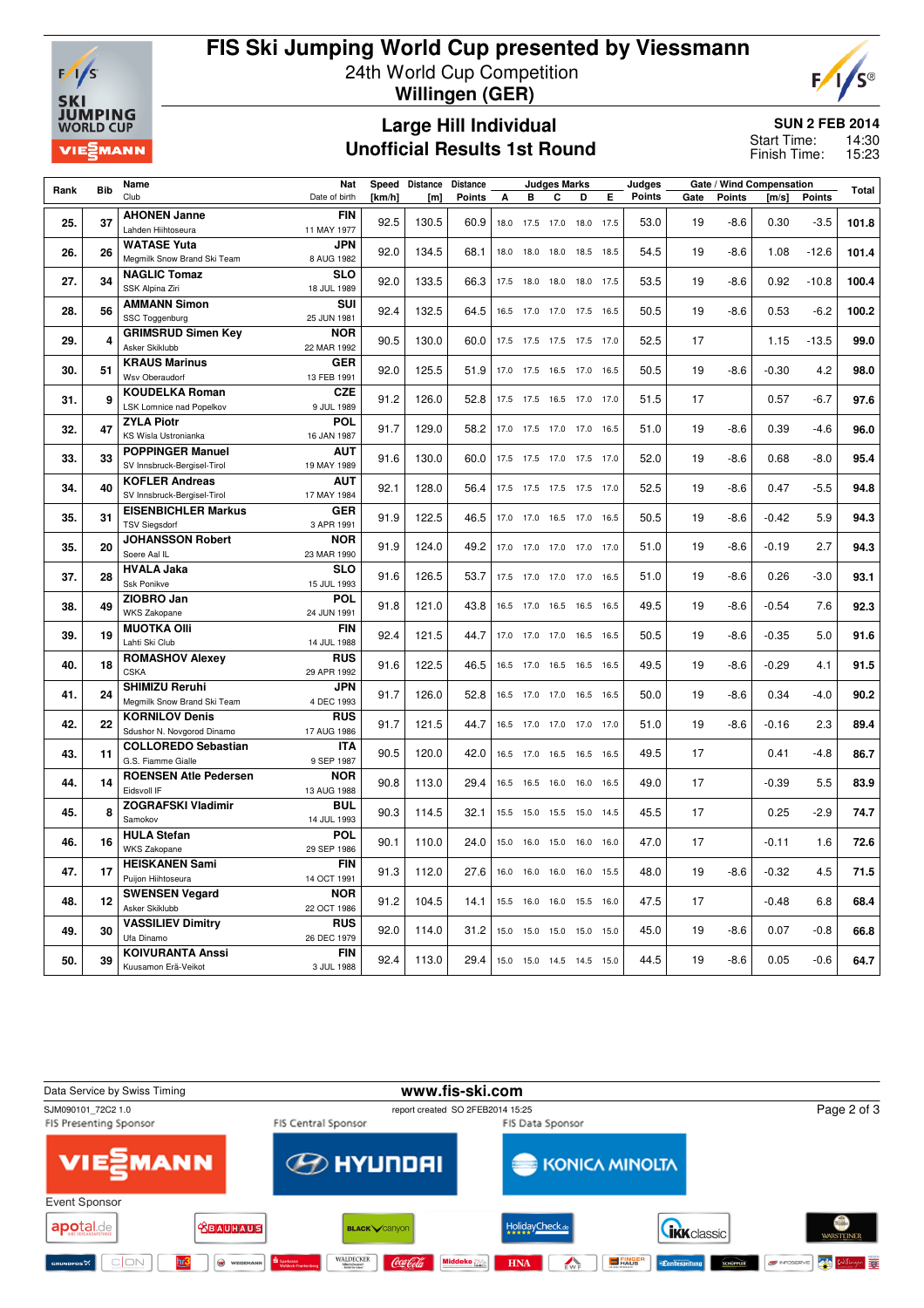# FIS Ski Jumping World Cup presented by Viessmann

24th World Cup Competition
**Willingen (GER)**

## Large Hill Individual
## Unofficial Results 1st Round

**SUN 2 FEB 2014**
Start Time: 14:30
Finish Time: 15:23

| Rank | Bib | Name / Club | Nat / Date of birth | Speed [km/h] | Distance [m] | Distance Points | A | B | C | D | E | Judges Points | Gate | Gate Points | Wind [m/s] | Wind Points | Total |
|---|---|---|---|---|---|---|---|---|---|---|---|---|---|---|---|---|---|
| 25. | 37 | AHONEN Janne / Lahden Hiihtoseura | FIN / 11 MAY 1977 | 92.5 | 130.5 | 60.9 | 18.0 | 17.5 | 17.0 | 18.0 | 17.5 | 53.0 | 19 | -8.6 | 0.30 | -3.5 | 101.8 |
| 26. | 26 | WATASE Yuta / Megmilk Snow Brand Ski Team | JPN / 8 AUG 1982 | 92.0 | 134.5 | 68.1 | 18.0 | 18.0 | 18.0 | 18.5 | 18.5 | 54.5 | 19 | -8.6 | 1.08 | -12.6 | 101.4 |
| 27. | 34 | NAGLIC Tomaz / SSK Alpina Ziri | SLO / 18 JUL 1989 | 92.0 | 133.5 | 66.3 | 17.5 | 18.0 | 18.0 | 18.0 | 17.5 | 53.5 | 19 | -8.6 | 0.92 | -10.8 | 100.4 |
| 28. | 56 | AMMANN Simon / SSC Toggenburg | SUI / 25 JUN 1981 | 92.4 | 132.5 | 64.5 | 16.5 | 17.0 | 17.0 | 17.5 | 16.5 | 50.5 | 19 | -8.6 | 0.53 | -6.2 | 100.2 |
| 29. | 4 | GRIMSRUD Simen Key / Asker Skiklubb | NOR / 22 MAR 1992 | 90.5 | 130.0 | 60.0 | 17.5 | 17.5 | 17.5 | 17.5 | 17.0 | 52.5 | 17 | | 1.15 | -13.5 | 99.0 |
| 30. | 51 | KRAUS Marinus / Wsv Oberaudorf | GER / 13 FEB 1991 | 92.0 | 125.5 | 51.9 | 17.0 | 17.5 | 16.5 | 17.0 | 16.5 | 50.5 | 19 | -8.6 | -0.30 | 4.2 | 98.0 |
| 31. | 9 | KOUDELKA Roman / LSK Lomnice nad Popelkov | CZE / 9 JUL 1989 | 91.2 | 126.0 | 52.8 | 17.5 | 17.5 | 16.5 | 17.0 | 17.0 | 51.5 | 17 | | 0.57 | -6.7 | 97.6 |
| 32. | 47 | ZYLA Piotr / KS Wisla Ustronianka | POL / 16 JAN 1987 | 91.7 | 129.0 | 58.2 | 17.0 | 17.5 | 17.0 | 17.0 | 16.5 | 51.0 | 19 | -8.6 | 0.39 | -4.6 | 96.0 |
| 33. | 33 | POPPINGER Manuel / SV Innsbruck-Bergisel-Tirol | AUT / 19 MAY 1989 | 91.6 | 130.0 | 60.0 | 17.5 | 17.5 | 17.0 | 17.5 | 17.0 | 52.0 | 19 | -8.6 | 0.68 | -8.0 | 95.4 |
| 34. | 40 | KOFLER Andreas / SV Innsbruck-Bergisel-Tirol | AUT / 17 MAY 1984 | 92.1 | 128.0 | 56.4 | 17.5 | 17.5 | 17.5 | 17.5 | 17.0 | 52.5 | 19 | -8.6 | 0.47 | -5.5 | 94.8 |
| 35. | 31 | EISENBICHLER Markus / TSV Siegsdorf | GER / 3 APR 1991 | 91.9 | 122.5 | 46.5 | 17.0 | 17.0 | 16.5 | 17.0 | 16.5 | 50.5 | 19 | -8.6 | -0.42 | 5.9 | 94.3 |
| 35. | 20 | JOHANSSON Robert / Soere Aal IL | NOR / 23 MAR 1990 | 91.9 | 124.0 | 49.2 | 17.0 | 17.0 | 17.0 | 17.0 | 17.0 | 51.0 | 19 | -8.6 | -0.19 | 2.7 | 94.3 |
| 37. | 28 | HVALA Jaka / Ssk Ponikve | SLO / 15 JUL 1993 | 91.6 | 126.5 | 53.7 | 17.5 | 17.0 | 17.0 | 17.0 | 16.5 | 51.0 | 19 | -8.6 | 0.26 | -3.0 | 93.1 |
| 38. | 49 | ZIOBRO Jan / WKS Zakopane | POL / 24 JUN 1991 | 91.8 | 121.0 | 43.8 | 16.5 | 17.0 | 16.5 | 16.5 | 16.5 | 49.5 | 19 | -8.6 | -0.54 | 7.6 | 92.3 |
| 39. | 19 | MUOTKA Olli / Lahti Ski Club | FIN / 14 JUL 1988 | 92.4 | 121.5 | 44.7 | 17.0 | 17.0 | 17.0 | 16.5 | 16.5 | 50.5 | 19 | -8.6 | -0.35 | 5.0 | 91.6 |
| 40. | 18 | ROMASHOV Alexey / CSKA | RUS / 29 APR 1992 | 91.6 | 122.5 | 46.5 | 16.5 | 17.0 | 16.5 | 16.5 | 16.5 | 49.5 | 19 | -8.6 | -0.29 | 4.1 | 91.5 |
| 41. | 24 | SHIMIZU Reruhi / Megmilk Snow Brand Ski Team | JPN / 4 DEC 1993 | 91.7 | 126.0 | 52.8 | 16.5 | 17.0 | 17.0 | 16.5 | 16.5 | 50.0 | 19 | -8.6 | 0.34 | -4.0 | 90.2 |
| 42. | 22 | KORNILOV Denis / Sdushor N. Novgorod Dinamo | RUS / 17 AUG 1986 | 91.7 | 121.5 | 44.7 | 16.5 | 17.0 | 17.0 | 17.0 | 17.0 | 51.0 | 19 | -8.6 | -0.16 | 2.3 | 89.4 |
| 43. | 11 | COLLOREDO Sebastian / G.S. Fiamme Gialle | ITA / 9 SEP 1987 | 90.5 | 120.0 | 42.0 | 16.5 | 17.0 | 16.5 | 16.5 | 16.5 | 49.5 | 17 | | 0.41 | -4.8 | 86.7 |
| 44. | 14 | ROENSEN Atle Pedersen / Eidsvoll IF | NOR / 13 AUG 1988 | 90.8 | 113.0 | 29.4 | 16.5 | 16.5 | 16.0 | 16.0 | 16.5 | 49.0 | 17 | | -0.39 | 5.5 | 83.9 |
| 45. | 8 | ZOGRAFSKI Vladimir / Samokov | BUL / 14 JUL 1993 | 90.3 | 114.5 | 32.1 | 15.5 | 15.0 | 15.5 | 15.0 | 14.5 | 45.5 | 17 | | 0.25 | -2.9 | 74.7 |
| 46. | 16 | HULA Stefan / WKS Zakopane | POL / 29 SEP 1986 | 90.1 | 110.0 | 24.0 | 15.0 | 16.0 | 15.0 | 16.0 | 16.0 | 47.0 | 17 | | -0.11 | 1.6 | 72.6 |
| 47. | 17 | HEISKANEN Sami / Puijon Hiihtoseura | FIN / 14 OCT 1991 | 91.3 | 112.0 | 27.6 | 16.0 | 16.0 | 16.0 | 16.0 | 15.5 | 48.0 | 19 | -8.6 | -0.32 | 4.5 | 71.5 |
| 48. | 12 | SWENSEN Vegard / Asker Skiklubb | NOR / 22 OCT 1986 | 91.2 | 104.5 | 14.1 | 15.5 | 16.0 | 16.0 | 15.5 | 16.0 | 47.5 | 17 | | -0.48 | 6.8 | 68.4 |
| 49. | 30 | VASSILIEV Dimitry / Ufa Dinamo | RUS / 26 DEC 1979 | 92.0 | 114.0 | 31.2 | 15.0 | 15.0 | 15.0 | 15.0 | 15.0 | 45.0 | 19 | -8.6 | 0.07 | -0.8 | 66.8 |
| 50. | 39 | KOIVURANTA Anssi / Kuusamon Erä-Veikot | FIN / 3 JUL 1988 | 92.4 | 113.0 | 29.4 | 15.0 | 15.0 | 14.5 | 14.5 | 15.0 | 44.5 | 19 | -8.6 | 0.05 | -0.6 | 64.7 |

Data Service by Swiss Timing — www.fis-ski.com

SJM090101_72C2 1.0 — report created SO 2FEB2014 15:25

FIS Presenting Sponsor: Viessmann — FIS Central Sponsor: Hyundai — FIS Data Sponsor: Konica Minolta

Event Sponsor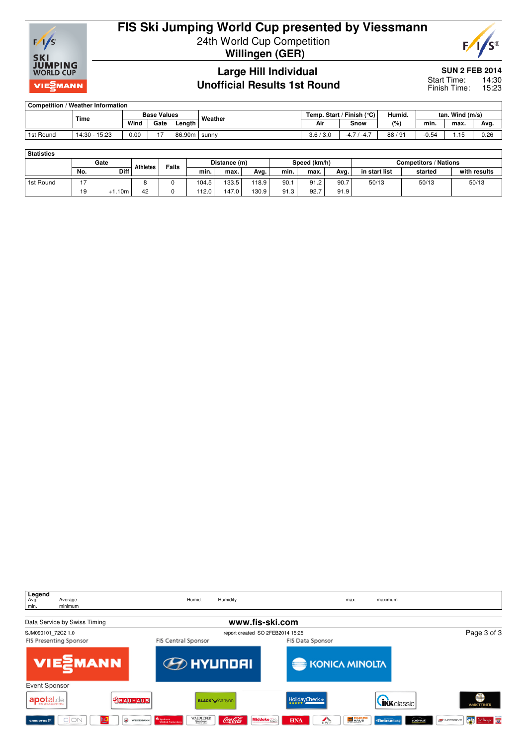# FIS Ski Jumping World Cup presented by Viessmann

24th World Cup Competition

**Willingen (GER)**

## Large Hill Individual
## Unofficial Results 1st Round

**SUN 2 FEB 2014**

Start Time: 14:30

Finish Time: 15:23

**Competition / Weather Information**

| | Time | Base Values | | | Weather | Temp. Start / Finish (°C) | | Humid. | tan. Wind (m/s) | | |
|---|---|---|---|---|---|---|---|---|---|---|---|
| | | Wind | Gate | Length | | Air | Snow | (%) | min. | max. | Avg. |
| 1st Round | 14:30 - 15:23 | 0.00 | 17 | 86.90m | sunny | 3.6 / 3.0 | -4.7 / -4.7 | 88 / 91 | -0.54 | 1.15 | 0.26 |

**Statistics**

| | Gate | | Athletes | Falls | Distance (m) | | | Speed (km/h) | | | Competitors / Nations | | |
|---|---|---|---|---|---|---|---|---|---|---|---|---|---|
| | No. | Diff | | | min. | max. | Avg. | min. | max. | Avg. | in start list | started | with results |
| 1st Round | 17 | | 8 | 0 | 104.5 | 133.5 | 118.9 | 90.1 | 91.2 | 90.7 | 50/13 | 50/13 | 50/13 |
| | 19 | +1.10m | 42 | 0 | 112.0 | 147.0 | 130.9 | 91.3 | 92.7 | 91.9 | | | |

**Legend**

| | | | | | |
|---|---|---|---|---|---|
| Avg. | Average | Humid. | Humidity | max. | maximum |
| min. | minimum | | | | |

Data Service by Swiss Timing

www.fis-ski.com

SJM090101_72C2 1.0

report created SO 2FEB2014 15:25

FIS Presenting Sponsor: VIESSMANN

FIS Central Sponsor: HYUNDAI

FIS Data Sponsor: KONICA MINOLTA

Event Sponsor